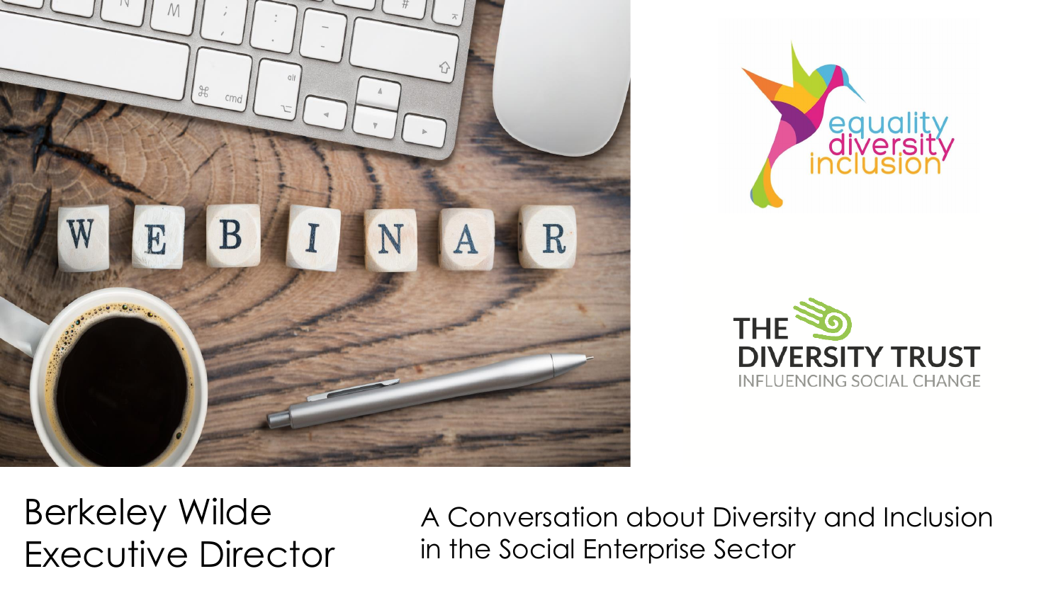Berkeley Wilde
Executive Director

A Conversation about Diversity and Inclusion in the Social Enterprise Sector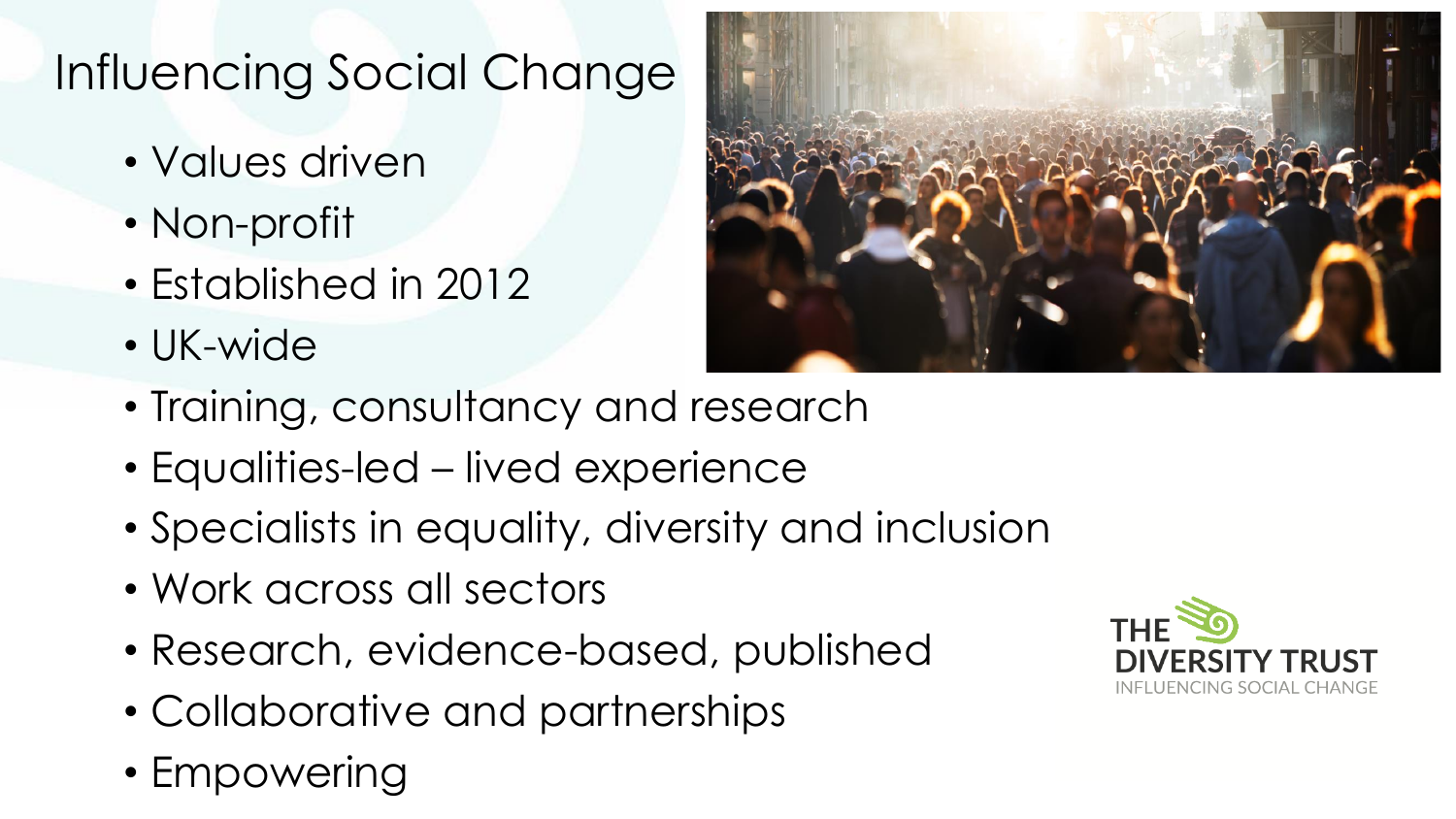# Influencing Social Change

- Values driven
- Non-profit
- Established in 2012
- UK-wide
- Training, consultancy and research
- Equalities-led – lived experience
- Specialists in equality, diversity and inclusion
- Work across all sectors
- Research, evidence-based, published
- Collaborative and partnerships
- Empowering

THE DIVERSITY TRUST
INFLUENCING SOCIAL CHANGE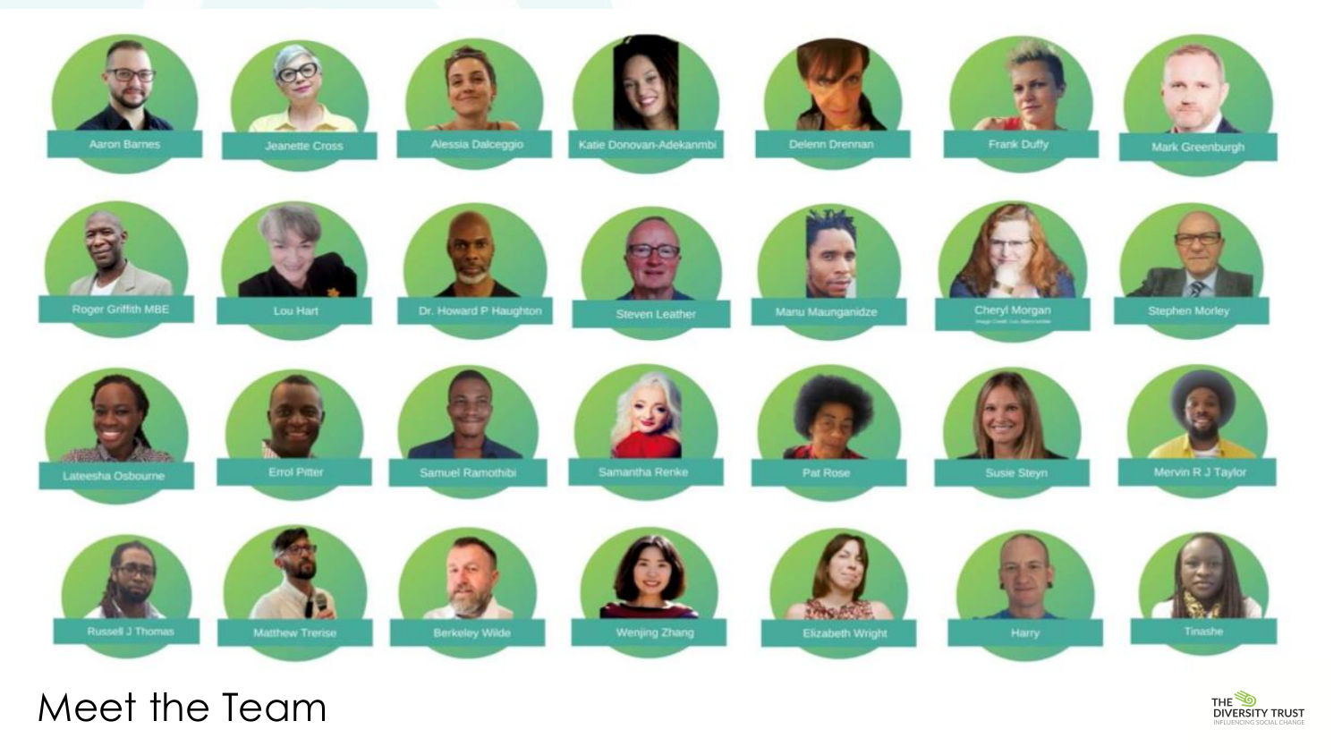Aaron Barnes

Jeanette Cross

Alessia Dalceggio

Katie Donovan-Adekanmbi

Delenn Drennan

Frank Duffy

Mark Greenburgh

Roger Griffith MBE

Lou Hart

Dr. Howard P Haughton

Steven Leather

Manu Maunganidze

Cheryl Morgan

Stephen Morley

Lateesha Osbourne

Errol Pitter

Samuel Ramothibi

Samantha Renke

Pat Rose

Susie Steyn

Mervin R J Taylor

Russell J Thomas

Matthew Trerise

Berkeley Wilde

Wenjing Zhang

Elizabeth Wright

Harry

Tinashe

# Meet the Team

THE DIVERSITY TRUST
INFLUENCING SOCIAL CHANGE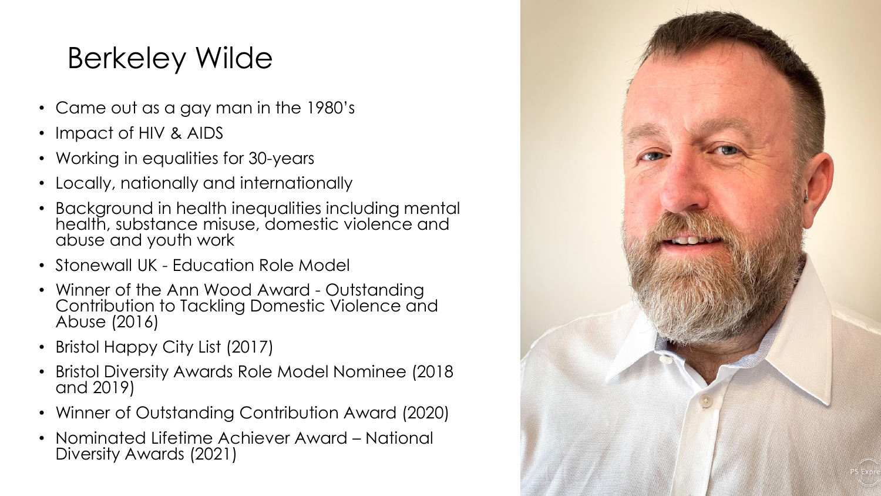# Berkeley Wilde

- Came out as a gay man in the 1980's
- Impact of HIV & AIDS
- Working in equalities for 30-years
- Locally, nationally and internationally
- Background in health inequalities including mental health, substance misuse, domestic violence and abuse and youth work
- Stonewall UK - Education Role Model
- Winner of the Ann Wood Award - Outstanding Contribution to Tackling Domestic Violence and Abuse (2016)
- Bristol Happy City List (2017)
- Bristol Diversity Awards Role Model Nominee (2018 and 2019)
- Winner of Outstanding Contribution Award (2020)
- Nominated Lifetime Achiever Award – National Diversity Awards (2021)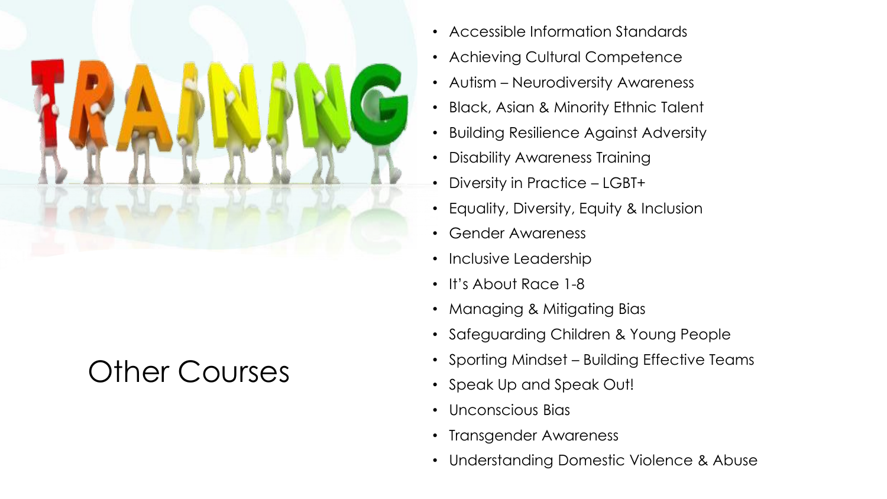## Other Courses

- Accessible Information Standards
- Achieving Cultural Competence
- Autism – Neurodiversity Awareness
- Black, Asian & Minority Ethnic Talent
- Building Resilience Against Adversity
- Disability Awareness Training
- Diversity in Practice – LGBT+
- Equality, Diversity, Equity & Inclusion
- Gender Awareness
- Inclusive Leadership
- It's About Race 1-8
- Managing & Mitigating Bias
- Safeguarding Children & Young People
- Sporting Mindset – Building Effective Teams
- Speak Up and Speak Out!
- Unconscious Bias
- Transgender Awareness
- Understanding Domestic Violence & Abuse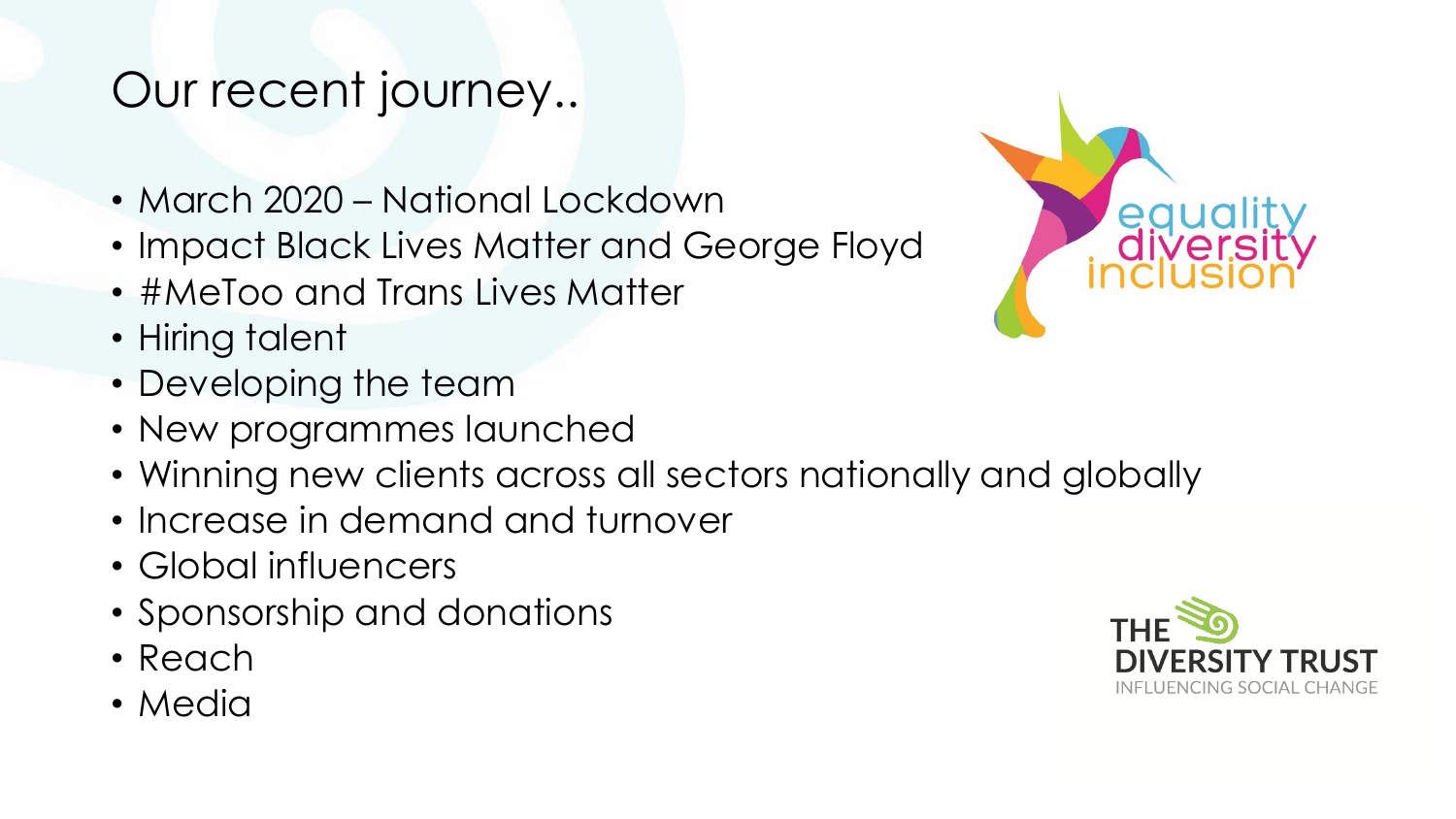# Our recent journey..

- March 2020 – National Lockdown
- Impact Black Lives Matter and George Floyd
- #MeToo and Trans Lives Matter
- Hiring talent
- Developing the team
- New programmes launched
- Winning new clients across all sectors nationally and globally
- Increase in demand and turnover
- Global influencers
- Sponsorship and donations
- Reach
- Media

equality diversity inclusion

THE DIVERSITY TRUST
INFLUENCING SOCIAL CHANGE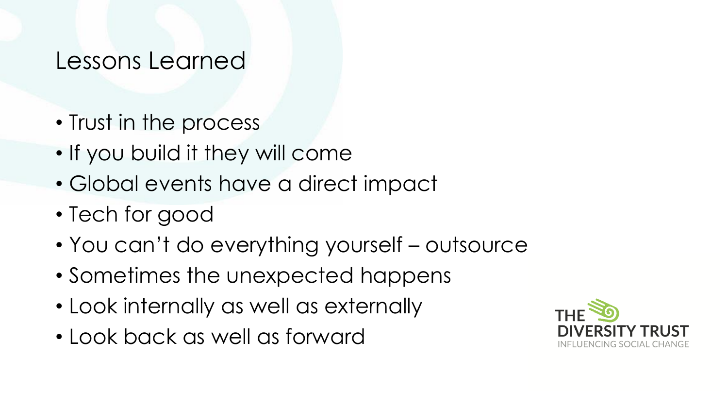# Lessons Learned

- Trust in the process
- If you build it they will come
- Global events have a direct impact
- Tech for good
- You can't do everything yourself – outsource
- Sometimes the unexpected happens
- Look internally as well as externally
- Look back as well as forward

THE DIVERSITY TRUST
INFLUENCING SOCIAL CHANGE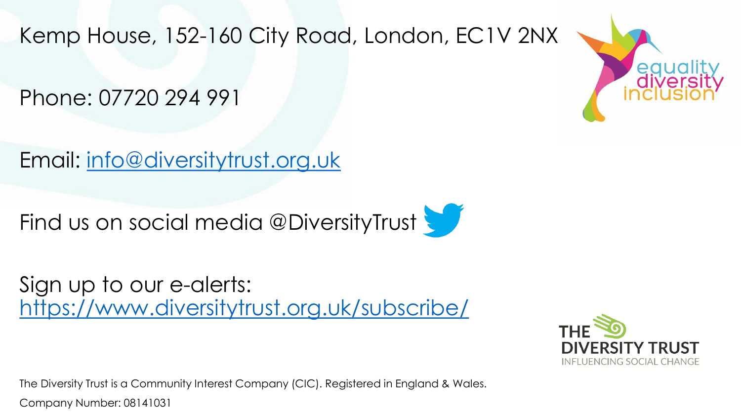Kemp House, 152-160 City Road, London, EC1V 2NX

Phone: 07720 294 991

Email: [info@diversitytrust.org.uk](mailto:info@diversitytrust.org.uk)

Find us on social media @DiversityTrust

Sign up to our e-alerts: [https://www.diversitytrust.org.uk/subscribe/](https://www.diversitytrust.org.uk/subscribe/)

equality diversity inclusion

THE DIVERSITY TRUST
INFLUENCING SOCIAL CHANGE

The Diversity Trust is a Community Interest Company (CIC). Registered in England & Wales.

Company Number: 08141031